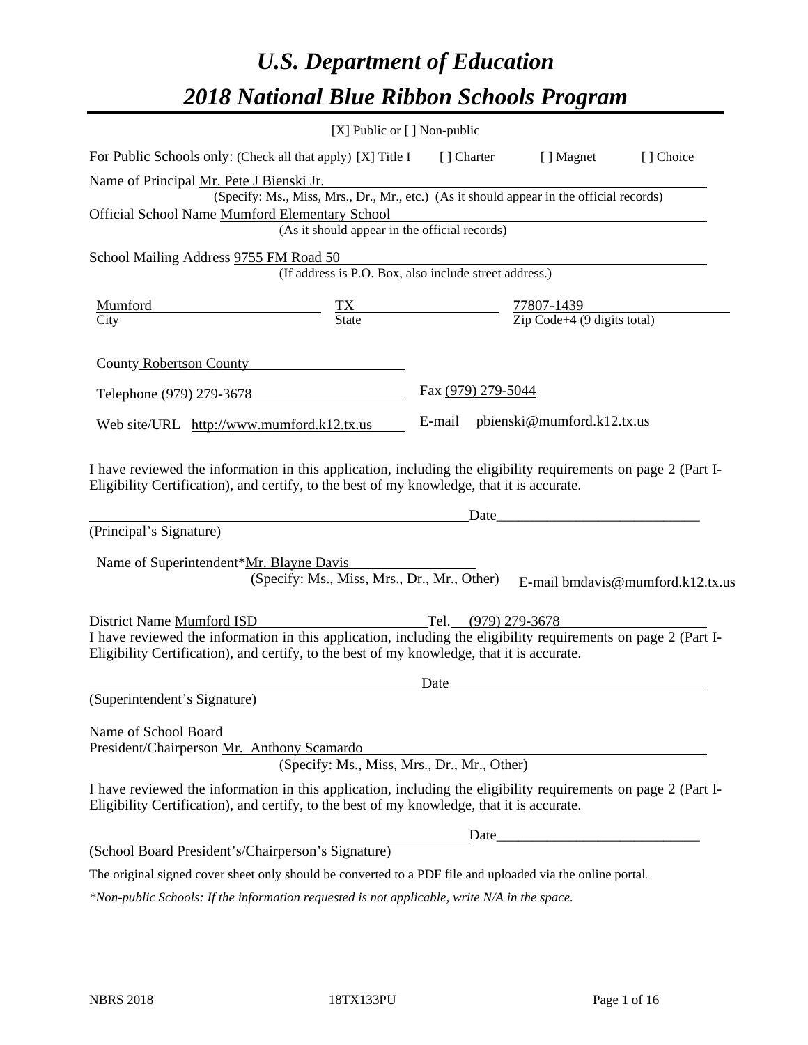# *U.S. Department of Education*

# *2018 National Blue Ribbon Schools Program*

[X] Public or [ ] Non-public

For Public Schools only: (Check all that apply) [X] Title I [ ] Charter [ ] Magnet [ ] Choice

Name of Principal Mr. Pete J Bienski Jr.
(Specify: Ms., Miss, Mrs., Dr., Mr., etc.) (As it should appear in the official records)

Official School Name Mumford Elementary School
(As it should appear in the official records)

School Mailing Address 9755 FM Road 50
(If address is P.O. Box, also include street address.)

| Mumford | TX | 77807-1439 |
|---|---|---|
| City | State | Zip Code+4 (9 digits total) |

County Robertson County

Telephone (979) 279-3678 Fax (979) 279-5044

Web site/URL http://www.mumford.k12.tx.us E-mail pbienski@mumford.k12.tx.us

I have reviewed the information in this application, including the eligibility requirements on page 2 (Part I-Eligibility Certification), and certify, to the best of my knowledge, that it is accurate.

_____________________________________________ Date_________________________

(Principal's Signature)

Name of Superintendent*Mr. Blayne Davis
(Specify: Ms., Miss, Mrs., Dr., Mr., Other) E-mail bmdavis@mumford.k12.tx.us

District Name Mumford ISD Tel. (979) 279-3678

I have reviewed the information in this application, including the eligibility requirements on page 2 (Part I-Eligibility Certification), and certify, to the best of my knowledge, that it is accurate.

_____________________________________________ Date_________________________

(Superintendent's Signature)

Name of School Board
President/Chairperson Mr. Anthony Scamardo
(Specify: Ms., Miss, Mrs., Dr., Mr., Other)

I have reviewed the information in this application, including the eligibility requirements on page 2 (Part I-Eligibility Certification), and certify, to the best of my knowledge, that it is accurate.

_____________________________________________ Date_________________________

(School Board President's/Chairperson's Signature)

The original signed cover sheet only should be converted to a PDF file and uploaded via the online portal.

*\*Non-public Schools: If the information requested is not applicable, write N/A in the space.*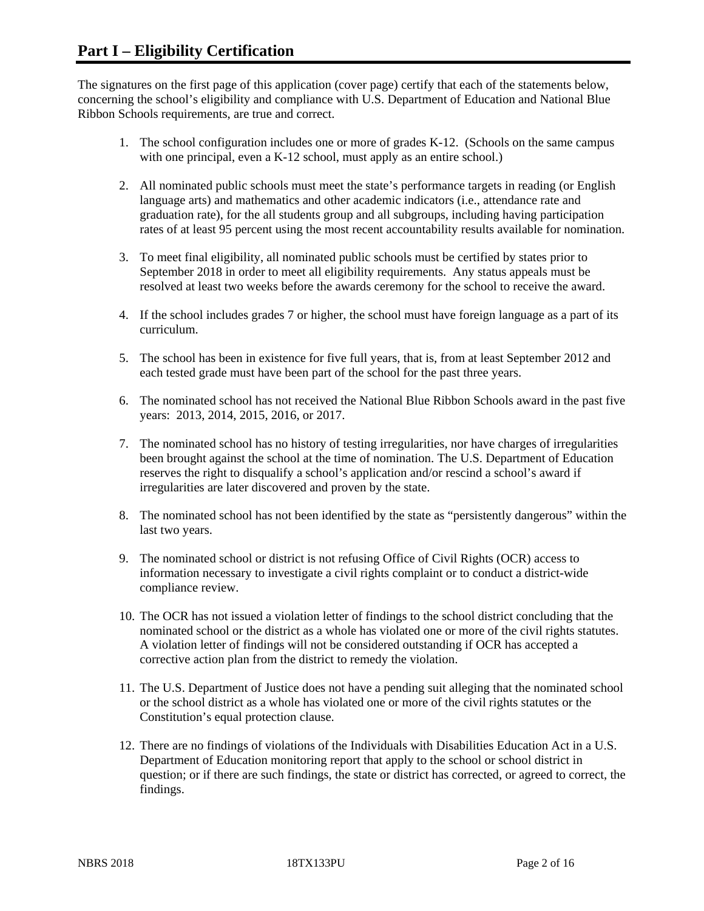# Part I – Eligibility Certification

The signatures on the first page of this application (cover page) certify that each of the statements below, concerning the school's eligibility and compliance with U.S. Department of Education and National Blue Ribbon Schools requirements, are true and correct.

1. The school configuration includes one or more of grades K-12. (Schools on the same campus with one principal, even a K-12 school, must apply as an entire school.)

2. All nominated public schools must meet the state's performance targets in reading (or English language arts) and mathematics and other academic indicators (i.e., attendance rate and graduation rate), for the all students group and all subgroups, including having participation rates of at least 95 percent using the most recent accountability results available for nomination.

3. To meet final eligibility, all nominated public schools must be certified by states prior to September 2018 in order to meet all eligibility requirements. Any status appeals must be resolved at least two weeks before the awards ceremony for the school to receive the award.

4. If the school includes grades 7 or higher, the school must have foreign language as a part of its curriculum.

5. The school has been in existence for five full years, that is, from at least September 2012 and each tested grade must have been part of the school for the past three years.

6. The nominated school has not received the National Blue Ribbon Schools award in the past five years: 2013, 2014, 2015, 2016, or 2017.

7. The nominated school has no history of testing irregularities, nor have charges of irregularities been brought against the school at the time of nomination. The U.S. Department of Education reserves the right to disqualify a school's application and/or rescind a school's award if irregularities are later discovered and proven by the state.

8. The nominated school has not been identified by the state as "persistently dangerous" within the last two years.

9. The nominated school or district is not refusing Office of Civil Rights (OCR) access to information necessary to investigate a civil rights complaint or to conduct a district-wide compliance review.

10. The OCR has not issued a violation letter of findings to the school district concluding that the nominated school or the district as a whole has violated one or more of the civil rights statutes. A violation letter of findings will not be considered outstanding if OCR has accepted a corrective action plan from the district to remedy the violation.

11. The U.S. Department of Justice does not have a pending suit alleging that the nominated school or the school district as a whole has violated one or more of the civil rights statutes or the Constitution's equal protection clause.

12. There are no findings of violations of the Individuals with Disabilities Education Act in a U.S. Department of Education monitoring report that apply to the school or school district in question; or if there are such findings, the state or district has corrected, or agreed to correct, the findings.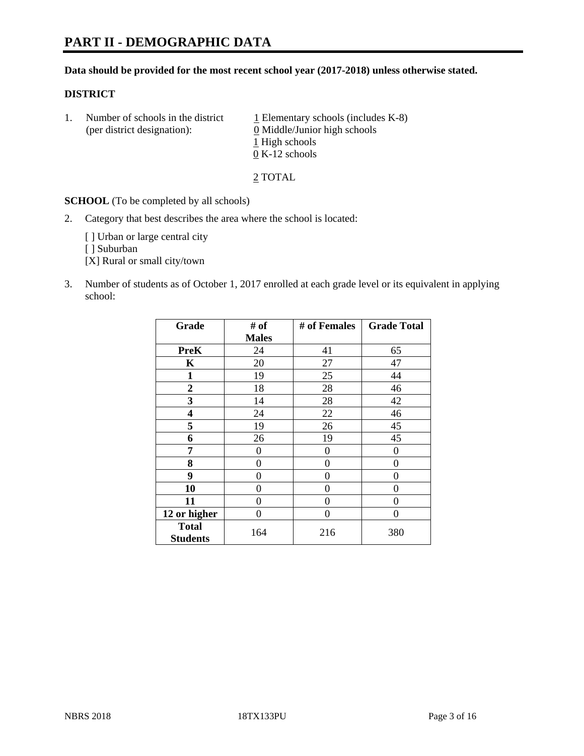# PART II - DEMOGRAPHIC DATA

**Data should be provided for the most recent school year (2017-2018) unless otherwise stated.**

## DISTRICT

1. Number of schools in the district (per district designation):
   - 1 Elementary schools (includes K-8)
   - 0 Middle/Junior high schools
   - 1 High schools
   - 0 K-12 schools

   2 TOTAL

**SCHOOL** (To be completed by all schools)

2. Category that best describes the area where the school is located:

   [ ] Urban or large central city
   [ ] Suburban
   [X] Rural or small city/town

3. Number of students as of October 1, 2017 enrolled at each grade level or its equivalent in applying school:

| Grade | # of Males | # of Females | Grade Total |
|---|---|---|---|
| **PreK** | 24 | 41 | 65 |
| **K** | 20 | 27 | 47 |
| **1** | 19 | 25 | 44 |
| **2** | 18 | 28 | 46 |
| **3** | 14 | 28 | 42 |
| **4** | 24 | 22 | 46 |
| **5** | 19 | 26 | 45 |
| **6** | 26 | 19 | 45 |
| **7** | 0 | 0 | 0 |
| **8** | 0 | 0 | 0 |
| **9** | 0 | 0 | 0 |
| **10** | 0 | 0 | 0 |
| **11** | 0 | 0 | 0 |
| **12 or higher** | 0 | 0 | 0 |
| **Total Students** | 164 | 216 | 380 |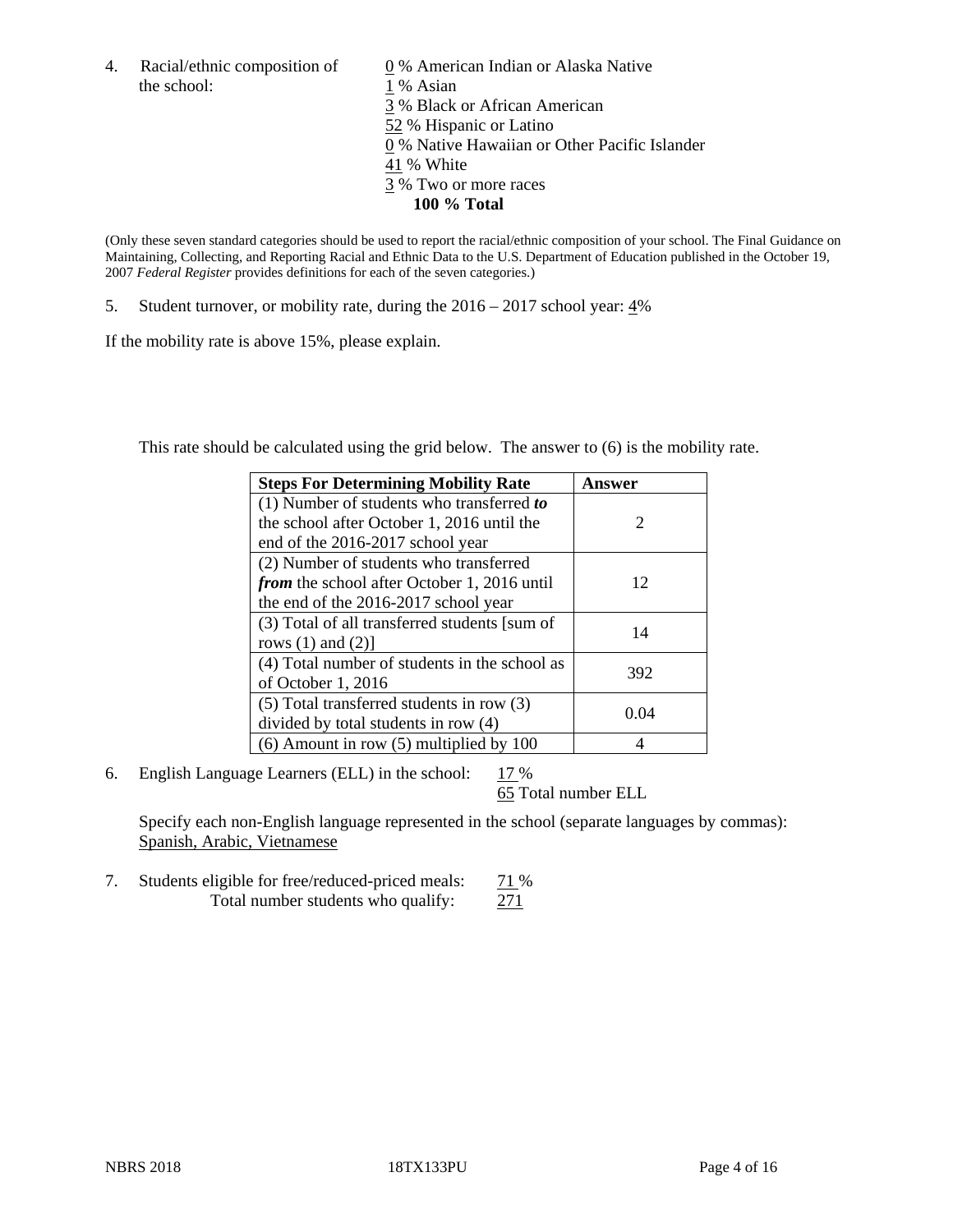4. Racial/ethnic composition of the school:

0 % American Indian or Alaska Native
1 % Asian
3 % Black or African American
52 % Hispanic or Latino
0 % Native Hawaiian or Other Pacific Islander
41 % White
3 % Two or more races
**100 % Total**

(Only these seven standard categories should be used to report the racial/ethnic composition of your school. The Final Guidance on Maintaining, Collecting, and Reporting Racial and Ethnic Data to the U.S. Department of Education published in the October 19, 2007 *Federal Register* provides definitions for each of the seven categories.)

5. Student turnover, or mobility rate, during the 2016 – 2017 school year: 4%

If the mobility rate is above 15%, please explain.

This rate should be calculated using the grid below. The answer to (6) is the mobility rate.

| **Steps For Determining Mobility Rate** | **Answer** |
|---|---|
| (1) Number of students who transferred ***to*** the school after October 1, 2016 until the end of the 2016-2017 school year | 2 |
| (2) Number of students who transferred ***from*** the school after October 1, 2016 until the end of the 2016-2017 school year | 12 |
| (3) Total of all transferred students [sum of rows (1) and (2)] | 14 |
| (4) Total number of students in the school as of October 1, 2016 | 392 |
| (5) Total transferred students in row (3) divided by total students in row (4) | 0.04 |
| (6) Amount in row (5) multiplied by 100 | 4 |

6. English Language Learners (ELL) in the school: 17 %
65 Total number ELL

Specify each non-English language represented in the school (separate languages by commas):
Spanish, Arabic, Vietnamese

7. Students eligible for free/reduced-priced meals: 71 %
Total number students who qualify: 271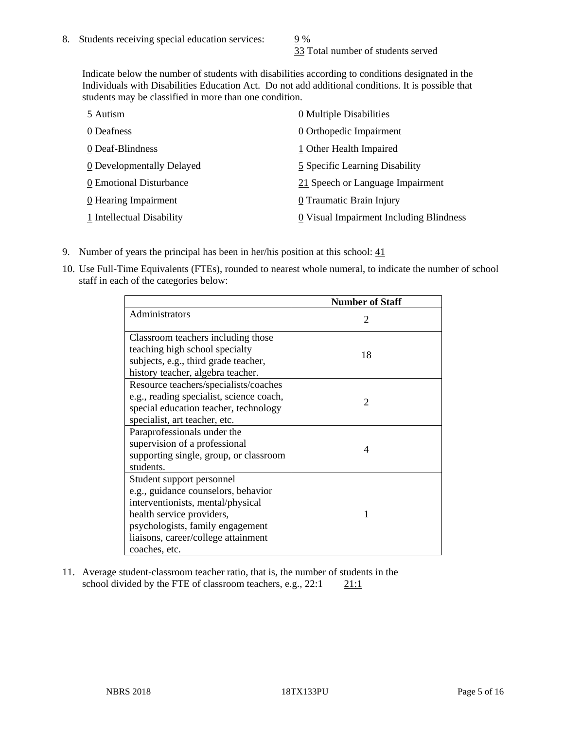8. Students receiving special education services: 9 %
   33 Total number of students served

   Indicate below the number of students with disabilities according to conditions designated in the Individuals with Disabilities Education Act. Do not add additional conditions. It is possible that students may be classified in more than one condition.

   5 Autism
   0 Deafness
   0 Deaf-Blindness
   0 Developmentally Delayed
   0 Emotional Disturbance
   0 Hearing Impairment
   1 Intellectual Disability
   0 Multiple Disabilities
   0 Orthopedic Impairment
   1 Other Health Impaired
   5 Specific Learning Disability
   21 Speech or Language Impairment
   0 Traumatic Brain Injury
   0 Visual Impairment Including Blindness

9. Number of years the principal has been in her/his position at this school: 41

10. Use Full-Time Equivalents (FTEs), rounded to nearest whole numeral, to indicate the number of school staff in each of the categories below:

| | Number of Staff |
|---|---|
| Administrators | 2 |
| Classroom teachers including those teaching high school specialty subjects, e.g., third grade teacher, history teacher, algebra teacher. | 18 |
| Resource teachers/specialists/coaches e.g., reading specialist, science coach, special education teacher, technology specialist, art teacher, etc. | 2 |
| Paraprofessionals under the supervision of a professional supporting single, group, or classroom students. | 4 |
| Student support personnel e.g., guidance counselors, behavior interventionists, mental/physical health service providers, psychologists, family engagement liaisons, career/college attainment coaches, etc. | 1 |

11. Average student-classroom teacher ratio, that is, the number of students in the school divided by the FTE of classroom teachers, e.g., 22:1 21:1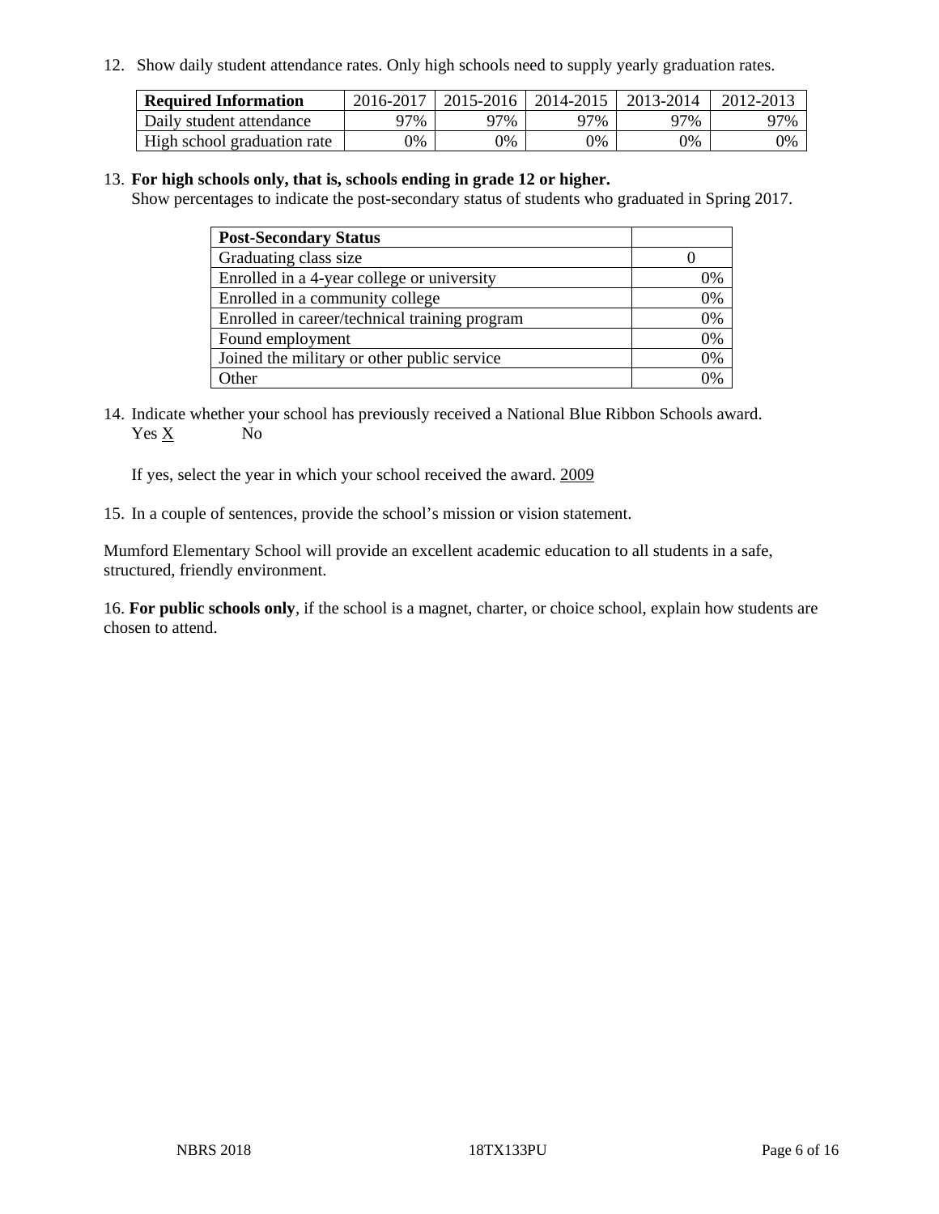12. Show daily student attendance rates. Only high schools need to supply yearly graduation rates.

| Required Information | 2016-2017 | 2015-2016 | 2014-2015 | 2013-2014 | 2012-2013 |
|---|---|---|---|---|---|
| Daily student attendance | 97% | 97% | 97% | 97% | 97% |
| High school graduation rate | 0% | 0% | 0% | 0% | 0% |

13. **For high schools only, that is, schools ending in grade 12 or higher.**
Show percentages to indicate the post-secondary status of students who graduated in Spring 2017.

| Post-Secondary Status | |
|---|---|
| Graduating class size | 0 |
| Enrolled in a 4-year college or university | 0% |
| Enrolled in a community college | 0% |
| Enrolled in career/technical training program | 0% |
| Found employment | 0% |
| Joined the military or other public service | 0% |
| Other | 0% |

14. Indicate whether your school has previously received a National Blue Ribbon Schools award.
Yes X No

If yes, select the year in which your school received the award. 2009

15. In a couple of sentences, provide the school's mission or vision statement.

Mumford Elementary School will provide an excellent academic education to all students in a safe, structured, friendly environment.

16. **For public schools only**, if the school is a magnet, charter, or choice school, explain how students are chosen to attend.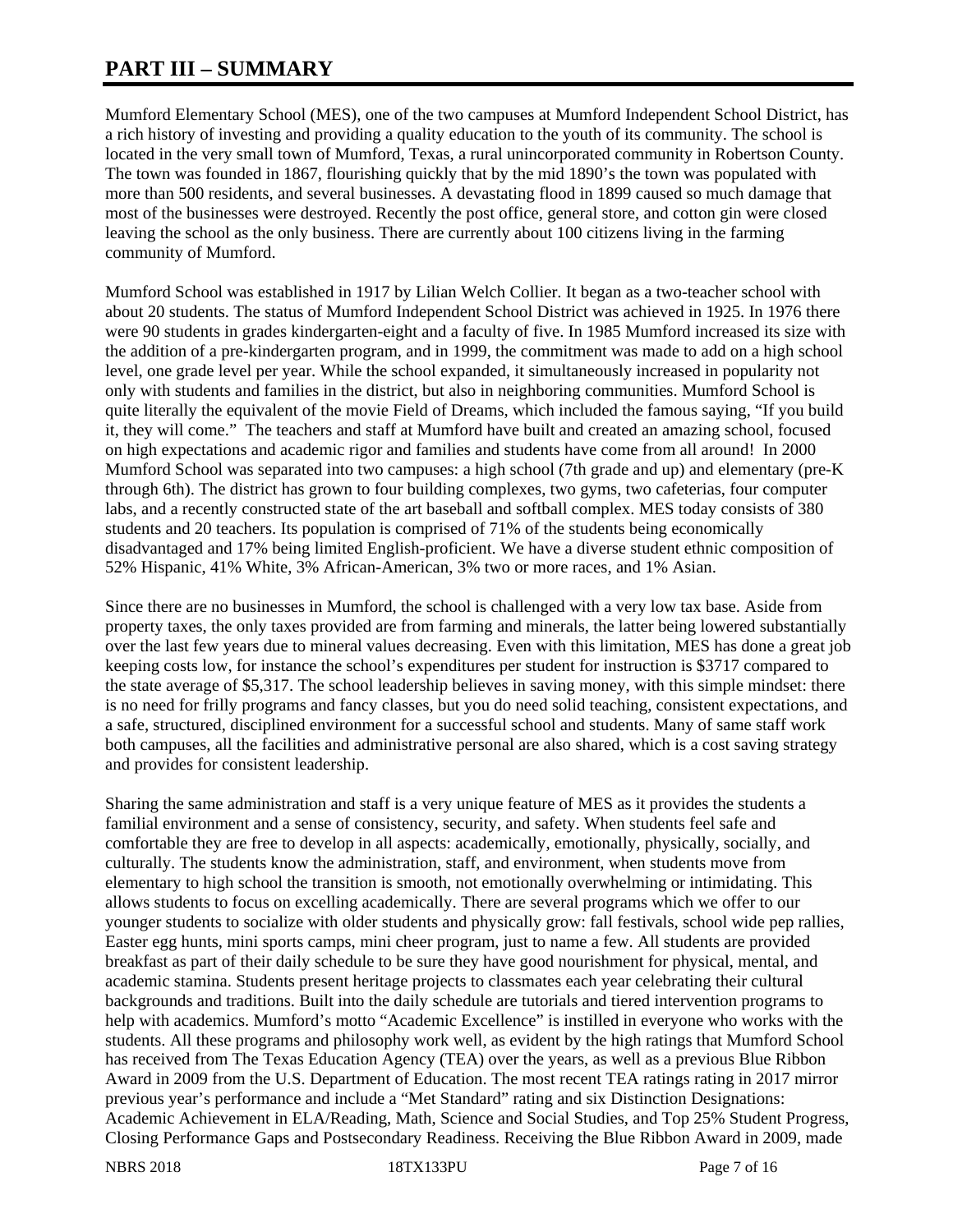# PART III – SUMMARY

Mumford Elementary School (MES), one of the two campuses at Mumford Independent School District, has a rich history of investing and providing a quality education to the youth of its community. The school is located in the very small town of Mumford, Texas, a rural unincorporated community in Robertson County. The town was founded in 1867, flourishing quickly that by the mid 1890's the town was populated with more than 500 residents, and several businesses. A devastating flood in 1899 caused so much damage that most of the businesses were destroyed. Recently the post office, general store, and cotton gin were closed leaving the school as the only business. There are currently about 100 citizens living in the farming community of Mumford.

Mumford School was established in 1917 by Lilian Welch Collier. It began as a two-teacher school with about 20 students. The status of Mumford Independent School District was achieved in 1925. In 1976 there were 90 students in grades kindergarten-eight and a faculty of five. In 1985 Mumford increased its size with the addition of a pre-kindergarten program, and in 1999, the commitment was made to add on a high school level, one grade level per year. While the school expanded, it simultaneously increased in popularity not only with students and families in the district, but also in neighboring communities. Mumford School is quite literally the equivalent of the movie Field of Dreams, which included the famous saying, "If you build it, they will come." The teachers and staff at Mumford have built and created an amazing school, focused on high expectations and academic rigor and families and students have come from all around! In 2000 Mumford School was separated into two campuses: a high school (7th grade and up) and elementary (pre-K through 6th). The district has grown to four building complexes, two gyms, two cafeterias, four computer labs, and a recently constructed state of the art baseball and softball complex. MES today consists of 380 students and 20 teachers. Its population is comprised of 71% of the students being economically disadvantaged and 17% being limited English-proficient. We have a diverse student ethnic composition of 52% Hispanic, 41% White, 3% African-American, 3% two or more races, and 1% Asian.

Since there are no businesses in Mumford, the school is challenged with a very low tax base. Aside from property taxes, the only taxes provided are from farming and minerals, the latter being lowered substantially over the last few years due to mineral values decreasing. Even with this limitation, MES has done a great job keeping costs low, for instance the school's expenditures per student for instruction is $3717 compared to the state average of $5,317. The school leadership believes in saving money, with this simple mindset: there is no need for frilly programs and fancy classes, but you do need solid teaching, consistent expectations, and a safe, structured, disciplined environment for a successful school and students. Many of same staff work both campuses, all the facilities and administrative personal are also shared, which is a cost saving strategy and provides for consistent leadership.

Sharing the same administration and staff is a very unique feature of MES as it provides the students a familial environment and a sense of consistency, security, and safety. When students feel safe and comfortable they are free to develop in all aspects: academically, emotionally, physically, socially, and culturally. The students know the administration, staff, and environment, when students move from elementary to high school the transition is smooth, not emotionally overwhelming or intimidating. This allows students to focus on excelling academically. There are several programs which we offer to our younger students to socialize with older students and physically grow: fall festivals, school wide pep rallies, Easter egg hunts, mini sports camps, mini cheer program, just to name a few. All students are provided breakfast as part of their daily schedule to be sure they have good nourishment for physical, mental, and academic stamina. Students present heritage projects to classmates each year celebrating their cultural backgrounds and traditions. Built into the daily schedule are tutorials and tiered intervention programs to help with academics. Mumford's motto "Academic Excellence" is instilled in everyone who works with the students. All these programs and philosophy work well, as evident by the high ratings that Mumford School has received from The Texas Education Agency (TEA) over the years, as well as a previous Blue Ribbon Award in 2009 from the U.S. Department of Education. The most recent TEA ratings rating in 2017 mirror previous year's performance and include a "Met Standard" rating and six Distinction Designations: Academic Achievement in ELA/Reading, Math, Science and Social Studies, and Top 25% Student Progress, Closing Performance Gaps and Postsecondary Readiness. Receiving the Blue Ribbon Award in 2009, made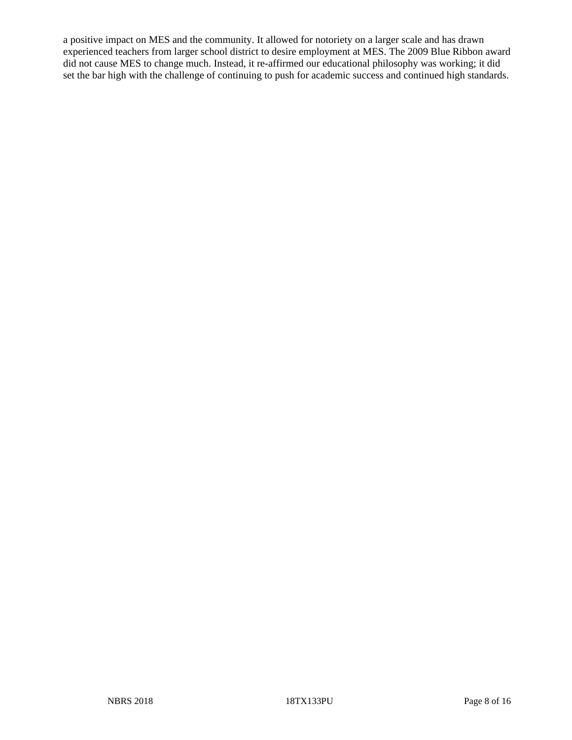a positive impact on MES and the community. It allowed for notoriety on a larger scale and has drawn experienced teachers from larger school district to desire employment at MES. The 2009 Blue Ribbon award did not cause MES to change much. Instead, it re-affirmed our educational philosophy was working; it did set the bar high with the challenge of continuing to push for academic success and continued high standards.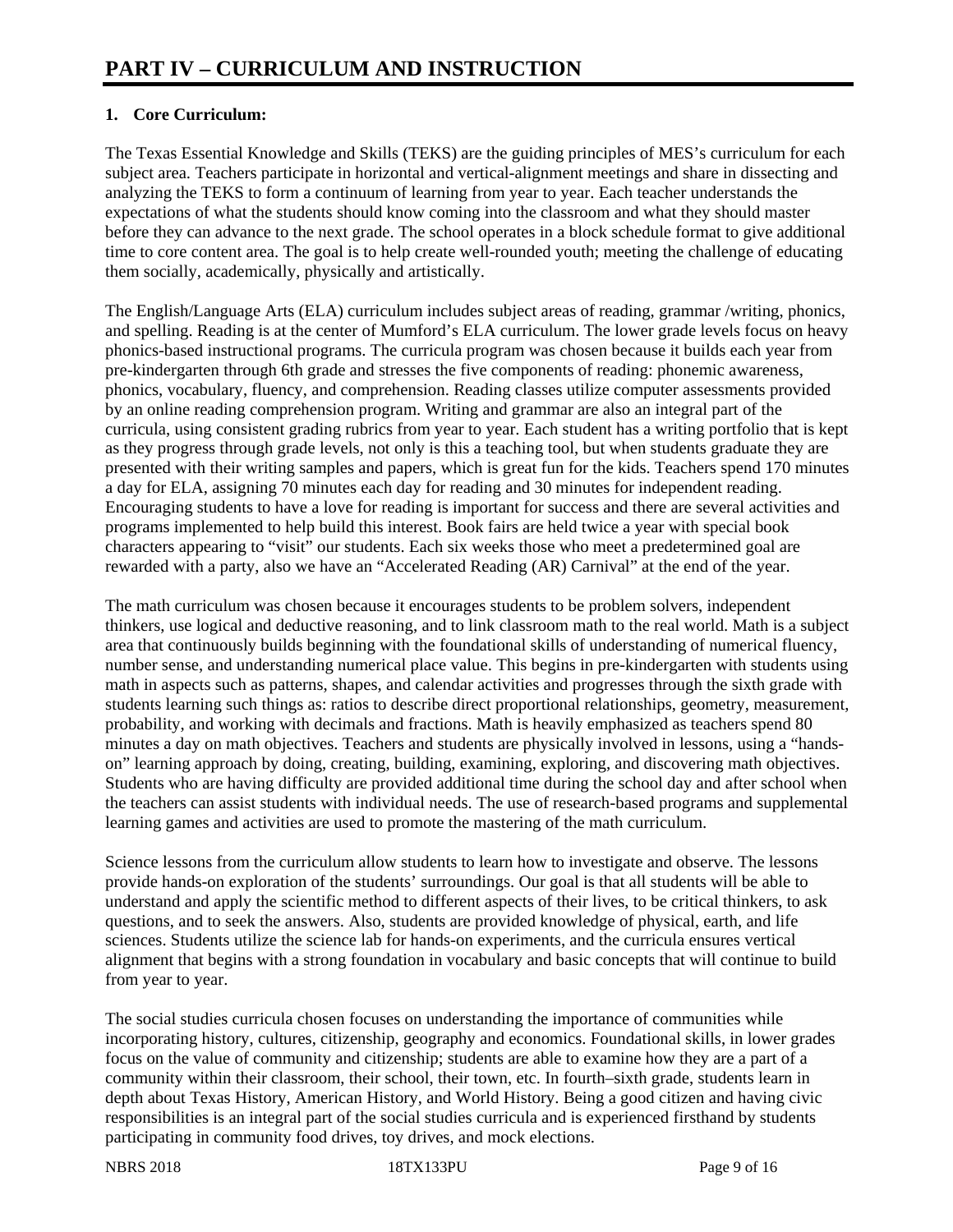# PART IV – CURRICULUM AND INSTRUCTION

**1. Core Curriculum:**

The Texas Essential Knowledge and Skills (TEKS) are the guiding principles of MES's curriculum for each subject area. Teachers participate in horizontal and vertical-alignment meetings and share in dissecting and analyzing the TEKS to form a continuum of learning from year to year. Each teacher understands the expectations of what the students should know coming into the classroom and what they should master before they can advance to the next grade. The school operates in a block schedule format to give additional time to core content area. The goal is to help create well-rounded youth; meeting the challenge of educating them socially, academically, physically and artistically.

The English/Language Arts (ELA) curriculum includes subject areas of reading, grammar /writing, phonics, and spelling. Reading is at the center of Mumford's ELA curriculum. The lower grade levels focus on heavy phonics-based instructional programs. The curricula program was chosen because it builds each year from pre-kindergarten through 6th grade and stresses the five components of reading: phonemic awareness, phonics, vocabulary, fluency, and comprehension. Reading classes utilize computer assessments provided by an online reading comprehension program. Writing and grammar are also an integral part of the curricula, using consistent grading rubrics from year to year. Each student has a writing portfolio that is kept as they progress through grade levels, not only is this a teaching tool, but when students graduate they are presented with their writing samples and papers, which is great fun for the kids. Teachers spend 170 minutes a day for ELA, assigning 70 minutes each day for reading and 30 minutes for independent reading. Encouraging students to have a love for reading is important for success and there are several activities and programs implemented to help build this interest. Book fairs are held twice a year with special book characters appearing to "visit" our students. Each six weeks those who meet a predetermined goal are rewarded with a party, also we have an "Accelerated Reading (AR) Carnival" at the end of the year.

The math curriculum was chosen because it encourages students to be problem solvers, independent thinkers, use logical and deductive reasoning, and to link classroom math to the real world. Math is a subject area that continuously builds beginning with the foundational skills of understanding of numerical fluency, number sense, and understanding numerical place value. This begins in pre-kindergarten with students using math in aspects such as patterns, shapes, and calendar activities and progresses through the sixth grade with students learning such things as: ratios to describe direct proportional relationships, geometry, measurement, probability, and working with decimals and fractions. Math is heavily emphasized as teachers spend 80 minutes a day on math objectives. Teachers and students are physically involved in lessons, using a "hands-on" learning approach by doing, creating, building, examining, exploring, and discovering math objectives. Students who are having difficulty are provided additional time during the school day and after school when the teachers can assist students with individual needs. The use of research-based programs and supplemental learning games and activities are used to promote the mastering of the math curriculum.

Science lessons from the curriculum allow students to learn how to investigate and observe. The lessons provide hands-on exploration of the students' surroundings. Our goal is that all students will be able to understand and apply the scientific method to different aspects of their lives, to be critical thinkers, to ask questions, and to seek the answers. Also, students are provided knowledge of physical, earth, and life sciences. Students utilize the science lab for hands-on experiments, and the curricula ensures vertical alignment that begins with a strong foundation in vocabulary and basic concepts that will continue to build from year to year.

The social studies curricula chosen focuses on understanding the importance of communities while incorporating history, cultures, citizenship, geography and economics. Foundational skills, in lower grades focus on the value of community and citizenship; students are able to examine how they are a part of a community within their classroom, their school, their town, etc. In fourth–sixth grade, students learn in depth about Texas History, American History, and World History. Being a good citizen and having civic responsibilities is an integral part of the social studies curricula and is experienced firsthand by students participating in community food drives, toy drives, and mock elections.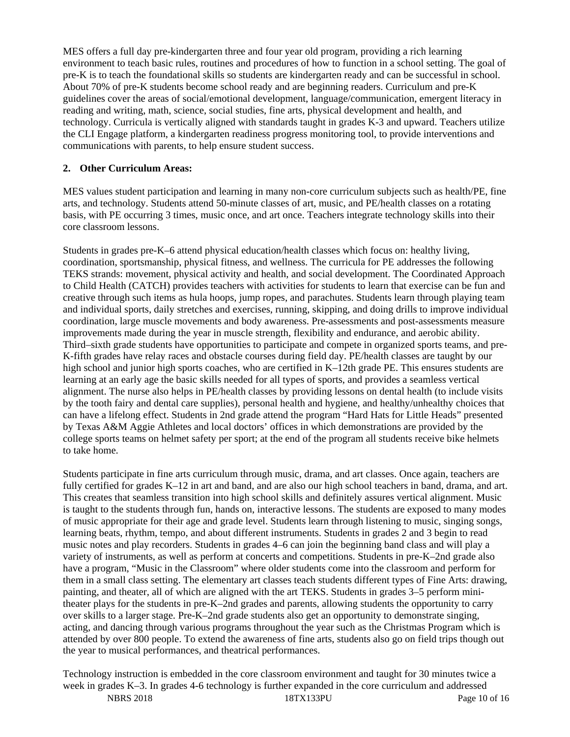MES offers a full day pre-kindergarten three and four year old program, providing a rich learning environment to teach basic rules, routines and procedures of how to function in a school setting. The goal of pre-K is to teach the foundational skills so students are kindergarten ready and can be successful in school. About 70% of pre-K students become school ready and are beginning readers. Curriculum and pre-K guidelines cover the areas of social/emotional development, language/communication, emergent literacy in reading and writing, math, science, social studies, fine arts, physical development and health, and technology. Curricula is vertically aligned with standards taught in grades K-3 and upward. Teachers utilize the CLI Engage platform, a kindergarten readiness progress monitoring tool, to provide interventions and communications with parents, to help ensure student success.

**2. Other Curriculum Areas:**

MES values student participation and learning in many non-core curriculum subjects such as health/PE, fine arts, and technology. Students attend 50-minute classes of art, music, and PE/health classes on a rotating basis, with PE occurring 3 times, music once, and art once. Teachers integrate technology skills into their core classroom lessons.

Students in grades pre-K–6 attend physical education/health classes which focus on: healthy living, coordination, sportsmanship, physical fitness, and wellness. The curricula for PE addresses the following TEKS strands: movement, physical activity and health, and social development. The Coordinated Approach to Child Health (CATCH) provides teachers with activities for students to learn that exercise can be fun and creative through such items as hula hoops, jump ropes, and parachutes. Students learn through playing team and individual sports, daily stretches and exercises, running, skipping, and doing drills to improve individual coordination, large muscle movements and body awareness. Pre-assessments and post-assessments measure improvements made during the year in muscle strength, flexibility and endurance, and aerobic ability. Third–sixth grade students have opportunities to participate and compete in organized sports teams, and pre-K-fifth grades have relay races and obstacle courses during field day. PE/health classes are taught by our high school and junior high sports coaches, who are certified in K–12th grade PE. This ensures students are learning at an early age the basic skills needed for all types of sports, and provides a seamless vertical alignment. The nurse also helps in PE/health classes by providing lessons on dental health (to include visits by the tooth fairy and dental care supplies), personal health and hygiene, and healthy/unhealthy choices that can have a lifelong effect. Students in 2nd grade attend the program "Hard Hats for Little Heads" presented by Texas A&M Aggie Athletes and local doctors' offices in which demonstrations are provided by the college sports teams on helmet safety per sport; at the end of the program all students receive bike helmets to take home.

Students participate in fine arts curriculum through music, drama, and art classes. Once again, teachers are fully certified for grades K–12 in art and band, and are also our high school teachers in band, drama, and art. This creates that seamless transition into high school skills and definitely assures vertical alignment. Music is taught to the students through fun, hands on, interactive lessons. The students are exposed to many modes of music appropriate for their age and grade level. Students learn through listening to music, singing songs, learning beats, rhythm, tempo, and about different instruments. Students in grades 2 and 3 begin to read music notes and play recorders. Students in grades 4–6 can join the beginning band class and will play a variety of instruments, as well as perform at concerts and competitions. Students in pre-K–2nd grade also have a program, "Music in the Classroom" where older students come into the classroom and perform for them in a small class setting. The elementary art classes teach students different types of Fine Arts: drawing, painting, and theater, all of which are aligned with the art TEKS. Students in grades 3–5 perform mini-theater plays for the students in pre-K–2nd grades and parents, allowing students the opportunity to carry over skills to a larger stage. Pre-K–2nd grade students also get an opportunity to demonstrate singing, acting, and dancing through various programs throughout the year such as the Christmas Program which is attended by over 800 people. To extend the awareness of fine arts, students also go on field trips though out the year to musical performances, and theatrical performances.

Technology instruction is embedded in the core classroom environment and taught for 30 minutes twice a week in grades K–3. In grades 4-6 technology is further expanded in the core curriculum and addressed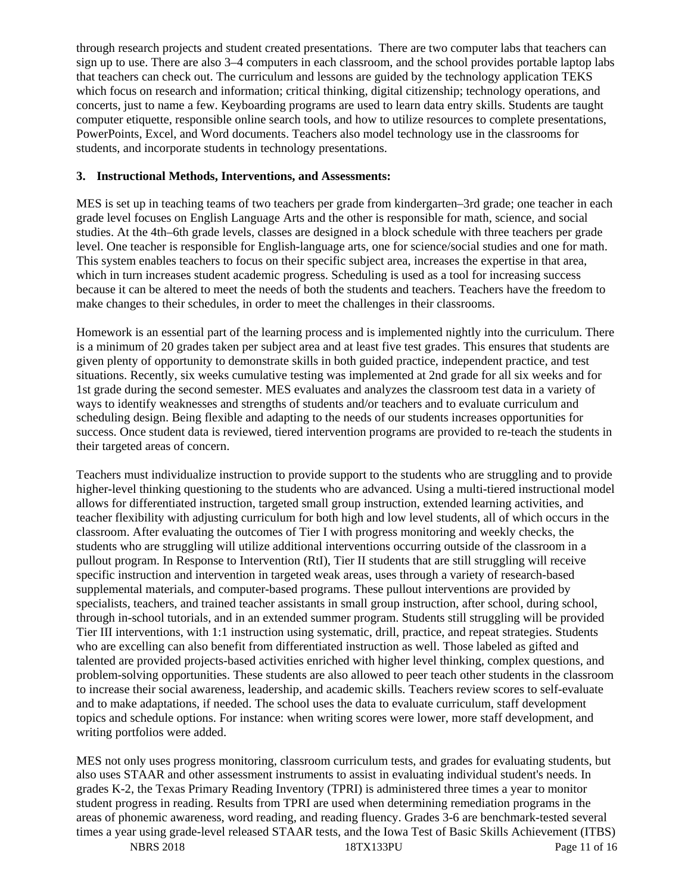through research projects and student created presentations. There are two computer labs that teachers can sign up to use. There are also 3–4 computers in each classroom, and the school provides portable laptop labs that teachers can check out. The curriculum and lessons are guided by the technology application TEKS which focus on research and information; critical thinking, digital citizenship; technology operations, and concerts, just to name a few. Keyboarding programs are used to learn data entry skills. Students are taught computer etiquette, responsible online search tools, and how to utilize resources to complete presentations, PowerPoints, Excel, and Word documents. Teachers also model technology use in the classrooms for students, and incorporate students in technology presentations.

### 3. Instructional Methods, Interventions, and Assessments:

MES is set up in teaching teams of two teachers per grade from kindergarten–3rd grade; one teacher in each grade level focuses on English Language Arts and the other is responsible for math, science, and social studies. At the 4th–6th grade levels, classes are designed in a block schedule with three teachers per grade level. One teacher is responsible for English-language arts, one for science/social studies and one for math. This system enables teachers to focus on their specific subject area, increases the expertise in that area, which in turn increases student academic progress. Scheduling is used as a tool for increasing success because it can be altered to meet the needs of both the students and teachers. Teachers have the freedom to make changes to their schedules, in order to meet the challenges in their classrooms.

Homework is an essential part of the learning process and is implemented nightly into the curriculum. There is a minimum of 20 grades taken per subject area and at least five test grades. This ensures that students are given plenty of opportunity to demonstrate skills in both guided practice, independent practice, and test situations. Recently, six weeks cumulative testing was implemented at 2nd grade for all six weeks and for 1st grade during the second semester. MES evaluates and analyzes the classroom test data in a variety of ways to identify weaknesses and strengths of students and/or teachers and to evaluate curriculum and scheduling design. Being flexible and adapting to the needs of our students increases opportunities for success. Once student data is reviewed, tiered intervention programs are provided to re-teach the students in their targeted areas of concern.

Teachers must individualize instruction to provide support to the students who are struggling and to provide higher-level thinking questioning to the students who are advanced. Using a multi-tiered instructional model allows for differentiated instruction, targeted small group instruction, extended learning activities, and teacher flexibility with adjusting curriculum for both high and low level students, all of which occurs in the classroom. After evaluating the outcomes of Tier I with progress monitoring and weekly checks, the students who are struggling will utilize additional interventions occurring outside of the classroom in a pullout program. In Response to Intervention (RtI), Tier II students that are still struggling will receive specific instruction and intervention in targeted weak areas, uses through a variety of research-based supplemental materials, and computer-based programs. These pullout interventions are provided by specialists, teachers, and trained teacher assistants in small group instruction, after school, during school, through in-school tutorials, and in an extended summer program. Students still struggling will be provided Tier III interventions, with 1:1 instruction using systematic, drill, practice, and repeat strategies. Students who are excelling can also benefit from differentiated instruction as well. Those labeled as gifted and talented are provided projects-based activities enriched with higher level thinking, complex questions, and problem-solving opportunities. These students are also allowed to peer teach other students in the classroom to increase their social awareness, leadership, and academic skills. Teachers review scores to self-evaluate and to make adaptations, if needed. The school uses the data to evaluate curriculum, staff development topics and schedule options. For instance: when writing scores were lower, more staff development, and writing portfolios were added.

MES not only uses progress monitoring, classroom curriculum tests, and grades for evaluating students, but also uses STAAR and other assessment instruments to assist in evaluating individual student's needs. In grades K-2, the Texas Primary Reading Inventory (TPRI) is administered three times a year to monitor student progress in reading. Results from TPRI are used when determining remediation programs in the areas of phonemic awareness, word reading, and reading fluency. Grades 3-6 are benchmark-tested several times a year using grade-level released STAAR tests, and the Iowa Test of Basic Skills Achievement (ITBS)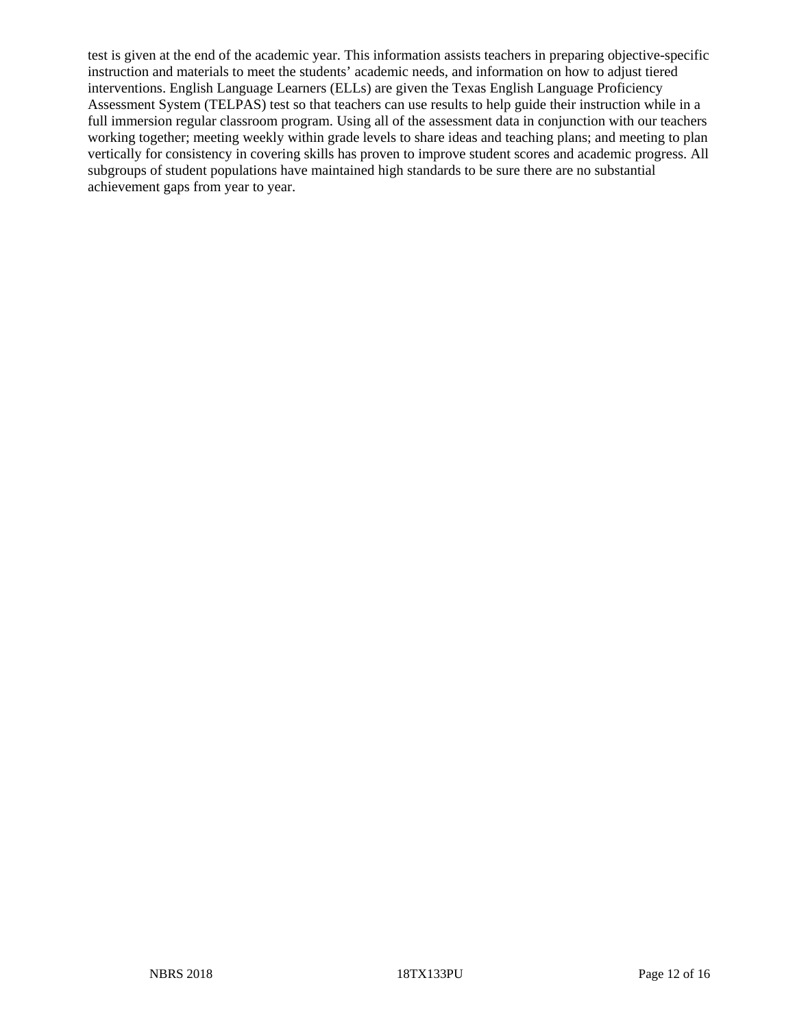test is given at the end of the academic year. This information assists teachers in preparing objective-specific instruction and materials to meet the students' academic needs, and information on how to adjust tiered interventions. English Language Learners (ELLs) are given the Texas English Language Proficiency Assessment System (TELPAS) test so that teachers can use results to help guide their instruction while in a full immersion regular classroom program. Using all of the assessment data in conjunction with our teachers working together; meeting weekly within grade levels to share ideas and teaching plans; and meeting to plan vertically for consistency in covering skills has proven to improve student scores and academic progress. All subgroups of student populations have maintained high standards to be sure there are no substantial achievement gaps from year to year.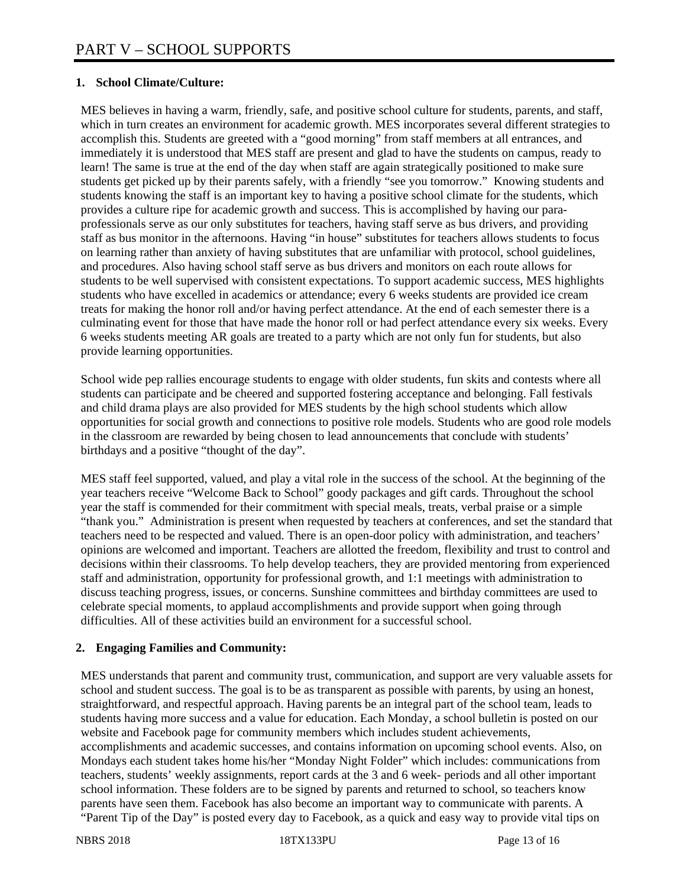# PART V – SCHOOL SUPPORTS

**1. School Climate/Culture:**

MES believes in having a warm, friendly, safe, and positive school culture for students, parents, and staff, which in turn creates an environment for academic growth. MES incorporates several different strategies to accomplish this. Students are greeted with a "good morning" from staff members at all entrances, and immediately it is understood that MES staff are present and glad to have the students on campus, ready to learn! The same is true at the end of the day when staff are again strategically positioned to make sure students get picked up by their parents safely, with a friendly "see you tomorrow." Knowing students and students knowing the staff is an important key to having a positive school climate for the students, which provides a culture ripe for academic growth and success. This is accomplished by having our para-professionals serve as our only substitutes for teachers, having staff serve as bus drivers, and providing staff as bus monitor in the afternoons. Having "in house" substitutes for teachers allows students to focus on learning rather than anxiety of having substitutes that are unfamiliar with protocol, school guidelines, and procedures. Also having school staff serve as bus drivers and monitors on each route allows for students to be well supervised with consistent expectations. To support academic success, MES highlights students who have excelled in academics or attendance; every 6 weeks students are provided ice cream treats for making the honor roll and/or having perfect attendance. At the end of each semester there is a culminating event for those that have made the honor roll or had perfect attendance every six weeks. Every 6 weeks students meeting AR goals are treated to a party which are not only fun for students, but also provide learning opportunities.

School wide pep rallies encourage students to engage with older students, fun skits and contests where all students can participate and be cheered and supported fostering acceptance and belonging. Fall festivals and child drama plays are also provided for MES students by the high school students which allow opportunities for social growth and connections to positive role models. Students who are good role models in the classroom are rewarded by being chosen to lead announcements that conclude with students' birthdays and a positive "thought of the day".

MES staff feel supported, valued, and play a vital role in the success of the school. At the beginning of the year teachers receive "Welcome Back to School" goody packages and gift cards. Throughout the school year the staff is commended for their commitment with special meals, treats, verbal praise or a simple "thank you." Administration is present when requested by teachers at conferences, and set the standard that teachers need to be respected and valued. There is an open-door policy with administration, and teachers' opinions are welcomed and important. Teachers are allotted the freedom, flexibility and trust to control and decisions within their classrooms. To help develop teachers, they are provided mentoring from experienced staff and administration, opportunity for professional growth, and 1:1 meetings with administration to discuss teaching progress, issues, or concerns. Sunshine committees and birthday committees are used to celebrate special moments, to applaud accomplishments and provide support when going through difficulties. All of these activities build an environment for a successful school.

**2. Engaging Families and Community:**

MES understands that parent and community trust, communication, and support are very valuable assets for school and student success. The goal is to be as transparent as possible with parents, by using an honest, straightforward, and respectful approach. Having parents be an integral part of the school team, leads to students having more success and a value for education. Each Monday, a school bulletin is posted on our website and Facebook page for community members which includes student achievements, accomplishments and academic successes, and contains information on upcoming school events. Also, on Mondays each student takes home his/her "Monday Night Folder" which includes: communications from teachers, students' weekly assignments, report cards at the 3 and 6 week- periods and all other important school information. These folders are to be signed by parents and returned to school, so teachers know parents have seen them. Facebook has also become an important way to communicate with parents. A "Parent Tip of the Day" is posted every day to Facebook, as a quick and easy way to provide vital tips on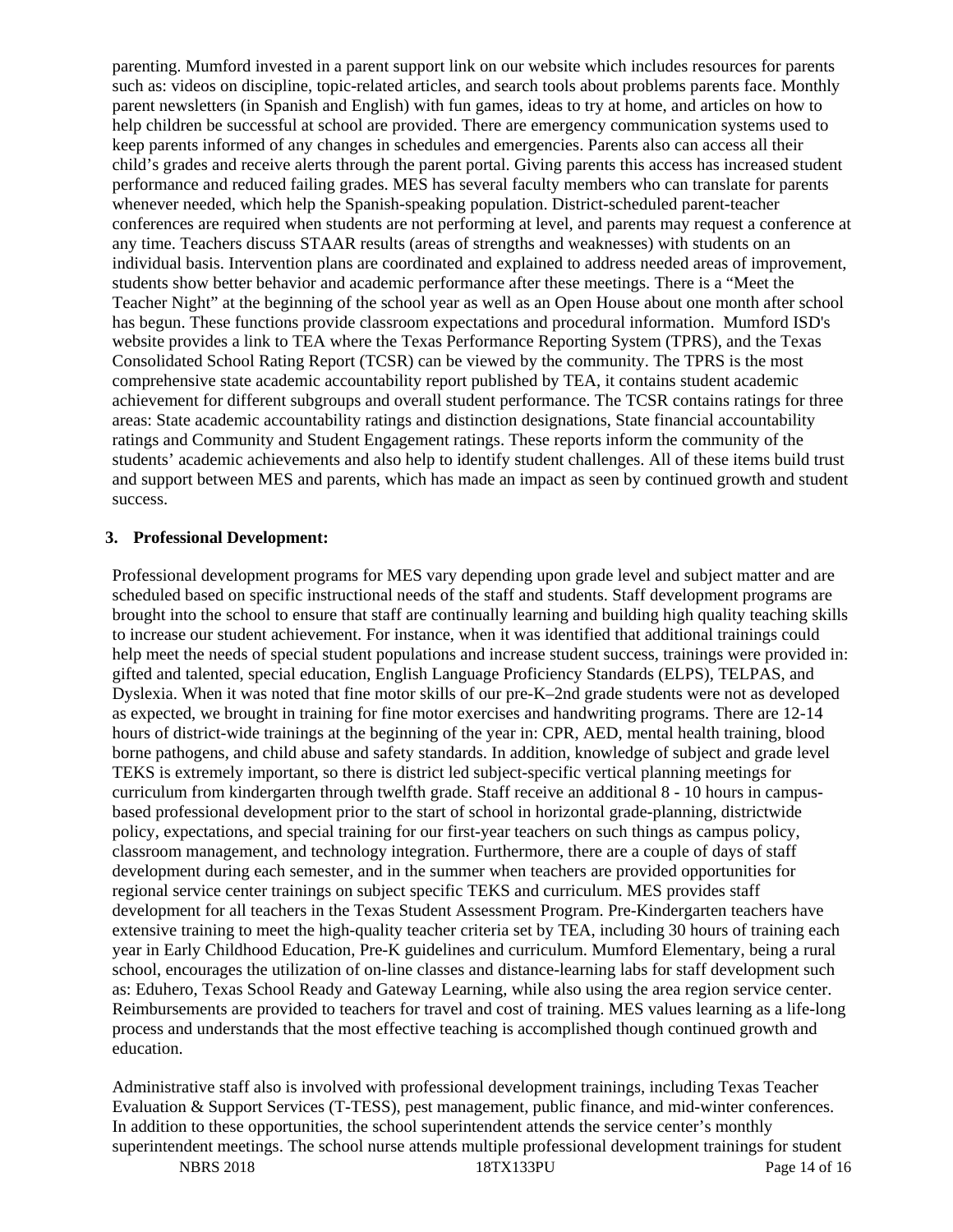parenting. Mumford invested in a parent support link on our website which includes resources for parents such as: videos on discipline, topic-related articles, and search tools about problems parents face. Monthly parent newsletters (in Spanish and English) with fun games, ideas to try at home, and articles on how to help children be successful at school are provided. There are emergency communication systems used to keep parents informed of any changes in schedules and emergencies. Parents also can access all their child's grades and receive alerts through the parent portal. Giving parents this access has increased student performance and reduced failing grades. MES has several faculty members who can translate for parents whenever needed, which help the Spanish-speaking population. District-scheduled parent-teacher conferences are required when students are not performing at level, and parents may request a conference at any time. Teachers discuss STAAR results (areas of strengths and weaknesses) with students on an individual basis. Intervention plans are coordinated and explained to address needed areas of improvement, students show better behavior and academic performance after these meetings. There is a "Meet the Teacher Night" at the beginning of the school year as well as an Open House about one month after school has begun. These functions provide classroom expectations and procedural information. Mumford ISD's website provides a link to TEA where the Texas Performance Reporting System (TPRS), and the Texas Consolidated School Rating Report (TCSR) can be viewed by the community. The TPRS is the most comprehensive state academic accountability report published by TEA, it contains student academic achievement for different subgroups and overall student performance. The TCSR contains ratings for three areas: State academic accountability ratings and distinction designations, State financial accountability ratings and Community and Student Engagement ratings. These reports inform the community of the students' academic achievements and also help to identify student challenges. All of these items build trust and support between MES and parents, which has made an impact as seen by continued growth and student success.

**3. Professional Development:**

Professional development programs for MES vary depending upon grade level and subject matter and are scheduled based on specific instructional needs of the staff and students. Staff development programs are brought into the school to ensure that staff are continually learning and building high quality teaching skills to increase our student achievement. For instance, when it was identified that additional trainings could help meet the needs of special student populations and increase student success, trainings were provided in: gifted and talented, special education, English Language Proficiency Standards (ELPS), TELPAS, and Dyslexia. When it was noted that fine motor skills of our pre-K–2nd grade students were not as developed as expected, we brought in training for fine motor exercises and handwriting programs. There are 12-14 hours of district-wide trainings at the beginning of the year in: CPR, AED, mental health training, blood borne pathogens, and child abuse and safety standards. In addition, knowledge of subject and grade level TEKS is extremely important, so there is district led subject-specific vertical planning meetings for curriculum from kindergarten through twelfth grade. Staff receive an additional 8 - 10 hours in campus-based professional development prior to the start of school in horizontal grade-planning, districtwide policy, expectations, and special training for our first-year teachers on such things as campus policy, classroom management, and technology integration. Furthermore, there are a couple of days of staff development during each semester, and in the summer when teachers are provided opportunities for regional service center trainings on subject specific TEKS and curriculum. MES provides staff development for all teachers in the Texas Student Assessment Program. Pre-Kindergarten teachers have extensive training to meet the high-quality teacher criteria set by TEA, including 30 hours of training each year in Early Childhood Education, Pre-K guidelines and curriculum. Mumford Elementary, being a rural school, encourages the utilization of on-line classes and distance-learning labs for staff development such as: Eduhero, Texas School Ready and Gateway Learning, while also using the area region service center. Reimbursements are provided to teachers for travel and cost of training. MES values learning as a life-long process and understands that the most effective teaching is accomplished though continued growth and education.

Administrative staff also is involved with professional development trainings, including Texas Teacher Evaluation & Support Services (T-TESS), pest management, public finance, and mid-winter conferences. In addition to these opportunities, the school superintendent attends the service center's monthly superintendent meetings. The school nurse attends multiple professional development trainings for student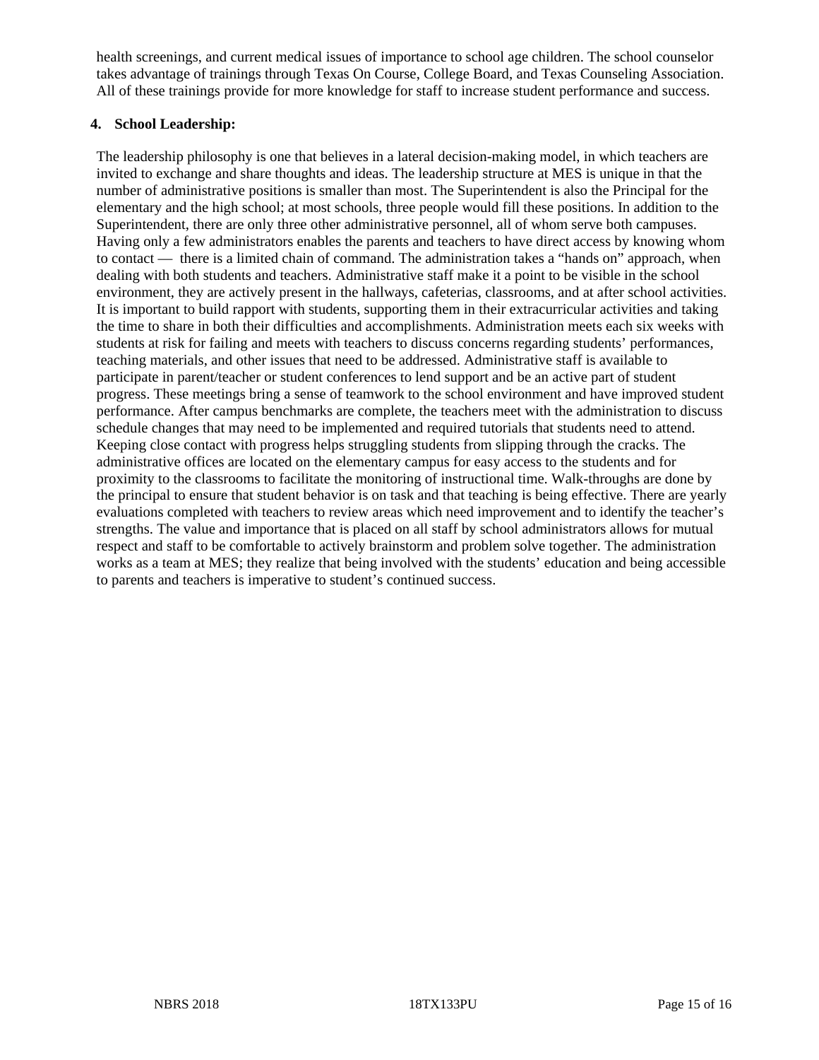health screenings, and current medical issues of importance to school age children. The school counselor takes advantage of trainings through Texas On Course, College Board, and Texas Counseling Association. All of these trainings provide for more knowledge for staff to increase student performance and success.

**4. School Leadership:**

The leadership philosophy is one that believes in a lateral decision-making model, in which teachers are invited to exchange and share thoughts and ideas. The leadership structure at MES is unique in that the number of administrative positions is smaller than most. The Superintendent is also the Principal for the elementary and the high school; at most schools, three people would fill these positions. In addition to the Superintendent, there are only three other administrative personnel, all of whom serve both campuses. Having only a few administrators enables the parents and teachers to have direct access by knowing whom to contact — there is a limited chain of command. The administration takes a "hands on" approach, when dealing with both students and teachers. Administrative staff make it a point to be visible in the school environment, they are actively present in the hallways, cafeterias, classrooms, and at after school activities. It is important to build rapport with students, supporting them in their extracurricular activities and taking the time to share in both their difficulties and accomplishments. Administration meets each six weeks with students at risk for failing and meets with teachers to discuss concerns regarding students' performances, teaching materials, and other issues that need to be addressed. Administrative staff is available to participate in parent/teacher or student conferences to lend support and be an active part of student progress. These meetings bring a sense of teamwork to the school environment and have improved student performance. After campus benchmarks are complete, the teachers meet with the administration to discuss schedule changes that may need to be implemented and required tutorials that students need to attend. Keeping close contact with progress helps struggling students from slipping through the cracks. The administrative offices are located on the elementary campus for easy access to the students and for proximity to the classrooms to facilitate the monitoring of instructional time. Walk-throughs are done by the principal to ensure that student behavior is on task and that teaching is being effective. There are yearly evaluations completed with teachers to review areas which need improvement and to identify the teacher's strengths. The value and importance that is placed on all staff by school administrators allows for mutual respect and staff to be comfortable to actively brainstorm and problem solve together. The administration works as a team at MES; they realize that being involved with the students' education and being accessible to parents and teachers is imperative to student's continued success.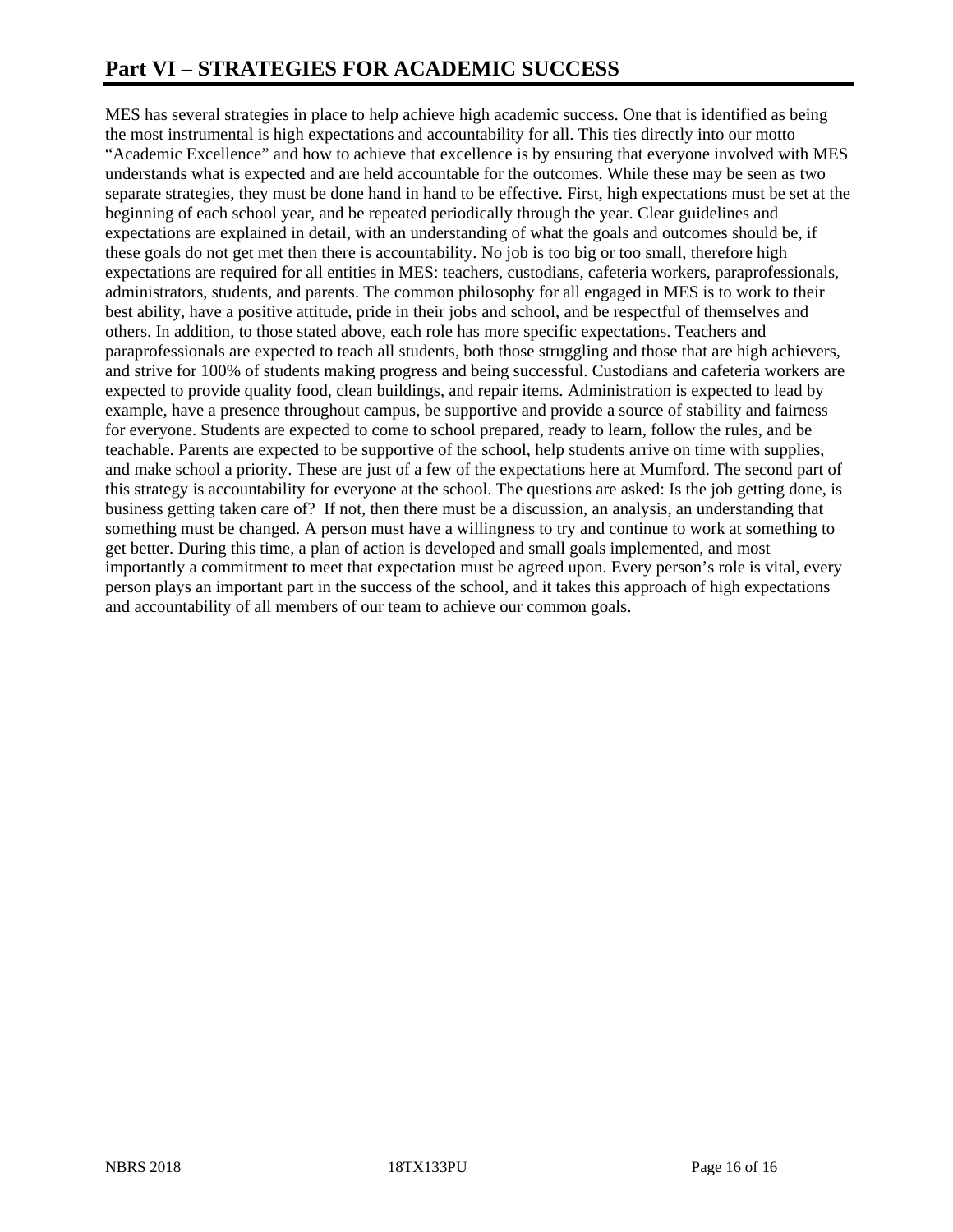# Part VI – STRATEGIES FOR ACADEMIC SUCCESS

MES has several strategies in place to help achieve high academic success. One that is identified as being the most instrumental is high expectations and accountability for all. This ties directly into our motto "Academic Excellence" and how to achieve that excellence is by ensuring that everyone involved with MES understands what is expected and are held accountable for the outcomes. While these may be seen as two separate strategies, they must be done hand in hand to be effective. First, high expectations must be set at the beginning of each school year, and be repeated periodically through the year. Clear guidelines and expectations are explained in detail, with an understanding of what the goals and outcomes should be, if these goals do not get met then there is accountability. No job is too big or too small, therefore high expectations are required for all entities in MES: teachers, custodians, cafeteria workers, paraprofessionals, administrators, students, and parents. The common philosophy for all engaged in MES is to work to their best ability, have a positive attitude, pride in their jobs and school, and be respectful of themselves and others. In addition, to those stated above, each role has more specific expectations. Teachers and paraprofessionals are expected to teach all students, both those struggling and those that are high achievers, and strive for 100% of students making progress and being successful. Custodians and cafeteria workers are expected to provide quality food, clean buildings, and repair items. Administration is expected to lead by example, have a presence throughout campus, be supportive and provide a source of stability and fairness for everyone. Students are expected to come to school prepared, ready to learn, follow the rules, and be teachable. Parents are expected to be supportive of the school, help students arrive on time with supplies, and make school a priority. These are just of a few of the expectations here at Mumford. The second part of this strategy is accountability for everyone at the school. The questions are asked: Is the job getting done, is business getting taken care of? If not, then there must be a discussion, an analysis, an understanding that something must be changed. A person must have a willingness to try and continue to work at something to get better. During this time, a plan of action is developed and small goals implemented, and most importantly a commitment to meet that expectation must be agreed upon. Every person's role is vital, every person plays an important part in the success of the school, and it takes this approach of high expectations and accountability of all members of our team to achieve our common goals.